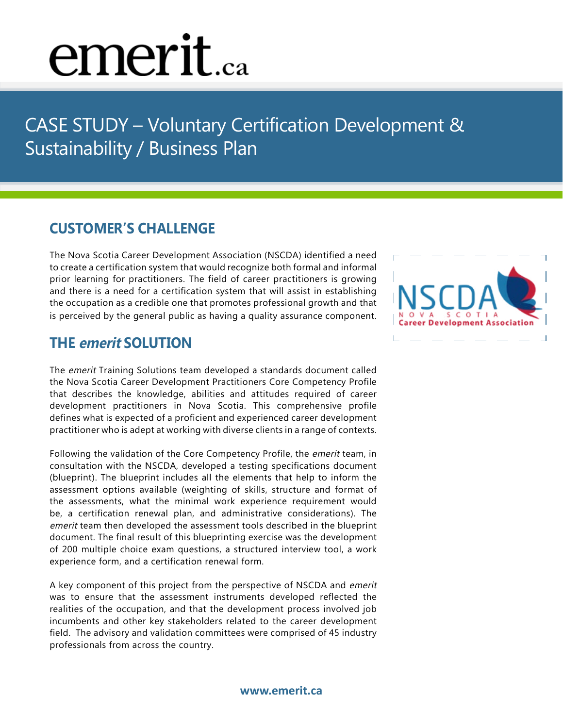# emerit.ca

## CASE STUDY – Voluntary Certification Development & Sustainability / Business Plan

### CUSTOMER'S CHALLENGE

The Nova Scotia Career Development Association (NSCDA) identified a need to create a certification system that would recognize both formal and informal prior learning for practitioners. The field of career practitioners is growing and there is a need for a certification system that will assist in establishing the occupation as a credible one that promotes professional growth and that is perceived by the general public as having a quality assurance component.

### THE *emerit* SOLUTION

The *emerit* Training Solutions team developed a standards document called the Nova Scotia Career Development Practitioners Core Competency Profile that describes the knowledge, abilities and attitudes required of career development practitioners in Nova Scotia. This comprehensive profile defines what is expected of a proficient and experienced career development practitioner who is adept at working with diverse clients in a range of contexts.

Following the validation of the Core Competency Profile, the *emerit* team, in consultation with the NSCDA, developed a testing specifications document (blueprint). The blueprint includes all the elements that help to inform the assessment options available (weighting of skills, structure and format of the assessments, what the minimal work experience requirement would be, a certification renewal plan, and administrative considerations). The *emerit* team then developed the assessment tools described in the blueprint document. The final result of this blueprinting exercise was the development of 200 multiple choice exam questions, a structured interview tool, a work experience form, and a certification renewal form.

A key component of this project from the perspective of NSCDA and *emerit* was to ensure that the assessment instruments developed reflected the realities of the occupation, and that the development process involved job incumbents and other key stakeholders related to the career development field. The advisory and validation committees were comprised of 45 industry professionals from across the country.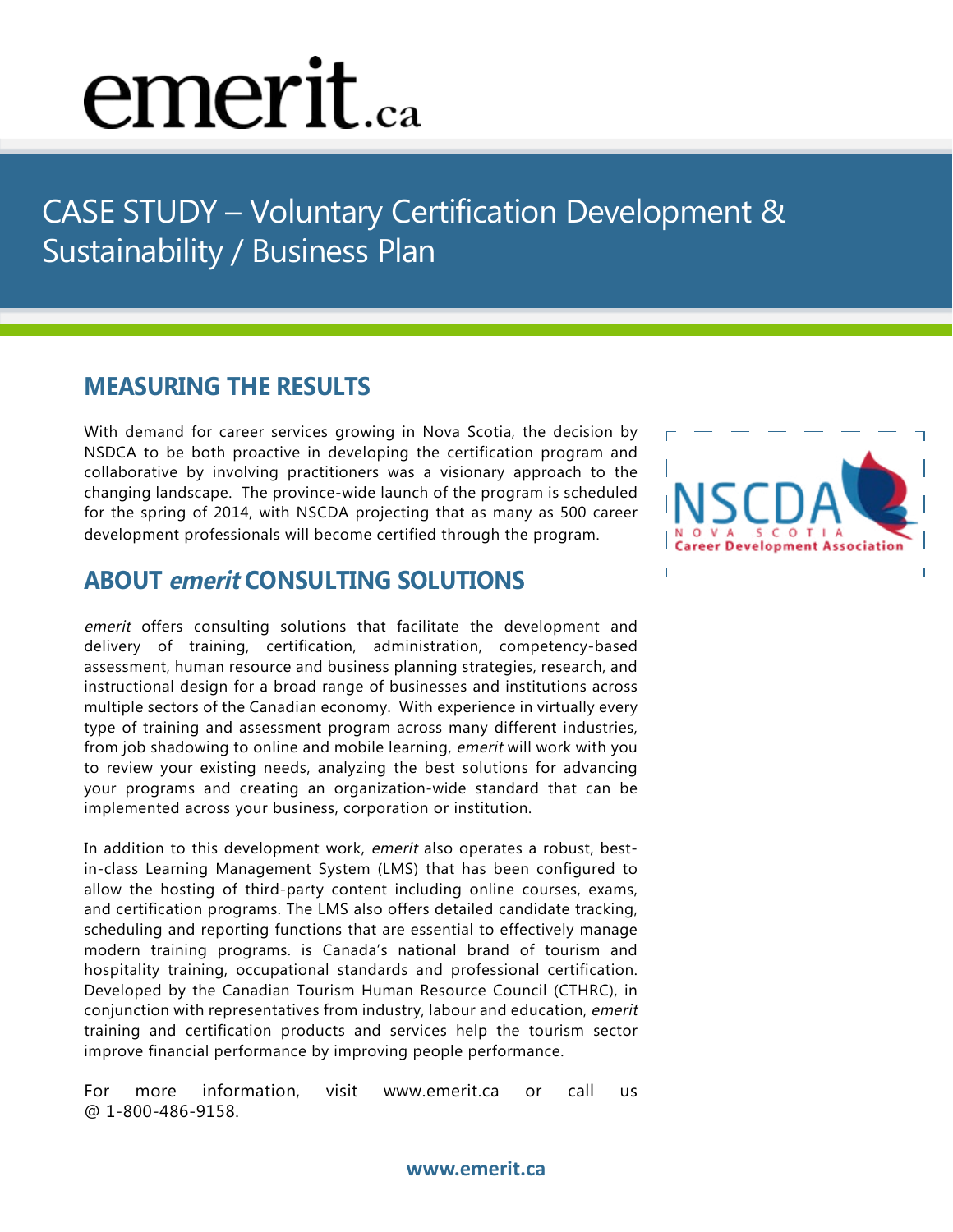# emerit.ca

## CASE STUDY – Voluntary Certification Development & Sustainability / Business Plan

## MEASURING THE RESULTS

With demand for career services growing in Nova Scotia, the decision by NSDCA to be both proactive in developing the certification program and collaborative by involving practitioners was a visionary approach to the changing landscape. The province-wide launch of the program is scheduled for the spring of 2014, with NSCDA projecting that as many as 500 career development professionals will become certified through the program.

NSCDA
NOVA SCOTIA
Career Development Association

## ABOUT *emerit* CONSULTING SOLUTIONS

*emerit* offers consulting solutions that facilitate the development and delivery of training, certification, administration, competency-based assessment, human resource and business planning strategies, research, and instructional design for a broad range of businesses and institutions across multiple sectors of the Canadian economy. With experience in virtually every type of training and assessment program across many different industries, from job shadowing to online and mobile learning, *emerit* will work with you to review your existing needs, analyzing the best solutions for advancing your programs and creating an organization-wide standard that can be implemented across your business, corporation or institution.

In addition to this development work, *emerit* also operates a robust, best-in-class Learning Management System (LMS) that has been configured to allow the hosting of third-party content including online courses, exams, and certification programs. The LMS also offers detailed candidate tracking, scheduling and reporting functions that are essential to effectively manage modern training programs. is Canada's national brand of tourism and hospitality training, occupational standards and professional certification. Developed by the Canadian Tourism Human Resource Council (CTHRC), in conjunction with representatives from industry, labour and education, *emerit* training and certification products and services help the tourism sector improve financial performance by improving people performance.

For more information, visit www.emerit.ca or call us @ 1-800-486-9158.